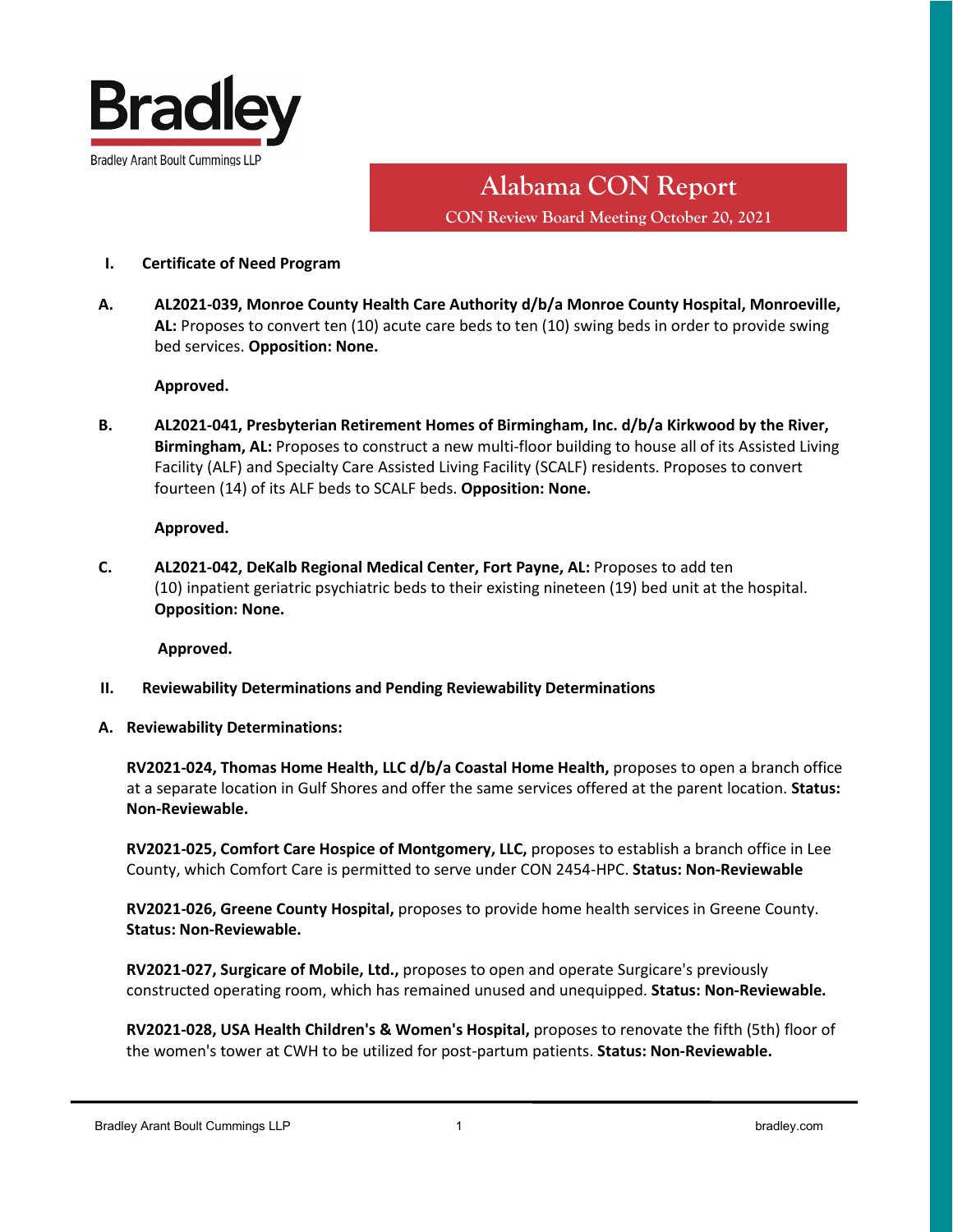Bradley

Bradley Arant Boult Cummings LLP

# Alabama CON Report

**CON Review Board Meeting October 20, 2021**

## I. Certificate of Need Program

**A. AL2021-039, Monroe County Health Care Authority d/b/a Monroe County Hospital, Monroeville, AL:** Proposes to convert ten (10) acute care beds to ten (10) swing beds in order to provide swing bed services. **Opposition: None.**

**Approved.**

**B. AL2021-041, Presbyterian Retirement Homes of Birmingham, Inc. d/b/a Kirkwood by the River, Birmingham, AL:** Proposes to construct a new multi-floor building to house all of its Assisted Living Facility (ALF) and Specialty Care Assisted Living Facility (SCALF) residents. Proposes to convert fourteen (14) of its ALF beds to SCALF beds. **Opposition: None.**

**Approved.**

**C. AL2021-042, DeKalb Regional Medical Center, Fort Payne, AL:** Proposes to add ten (10) inpatient geriatric psychiatric beds to their existing nineteen (19) bed unit at the hospital. **Opposition: None.**

**Approved.**

## II. Reviewability Determinations and Pending Reviewability Determinations

### A. Reviewability Determinations:

**RV2021-024, Thomas Home Health, LLC d/b/a Coastal Home Health,** proposes to open a branch office at a separate location in Gulf Shores and offer the same services offered at the parent location. **Status: Non-Reviewable.**

**RV2021-025, Comfort Care Hospice of Montgomery, LLC,** proposes to establish a branch office in Lee County, which Comfort Care is permitted to serve under CON 2454-HPC. **Status: Non-Reviewable**

**RV2021-026, Greene County Hospital,** proposes to provide home health services in Greene County. **Status: Non-Reviewable.**

**RV2021-027, Surgicare of Mobile, Ltd.,** proposes to open and operate Surgicare's previously constructed operating room, which has remained unused and unequipped. **Status: Non-Reviewable.**

**RV2021-028, USA Health Children's & Women's Hospital,** proposes to renovate the fifth (5th) floor of the women's tower at CWH to be utilized for post-partum patients. **Status: Non-Reviewable.**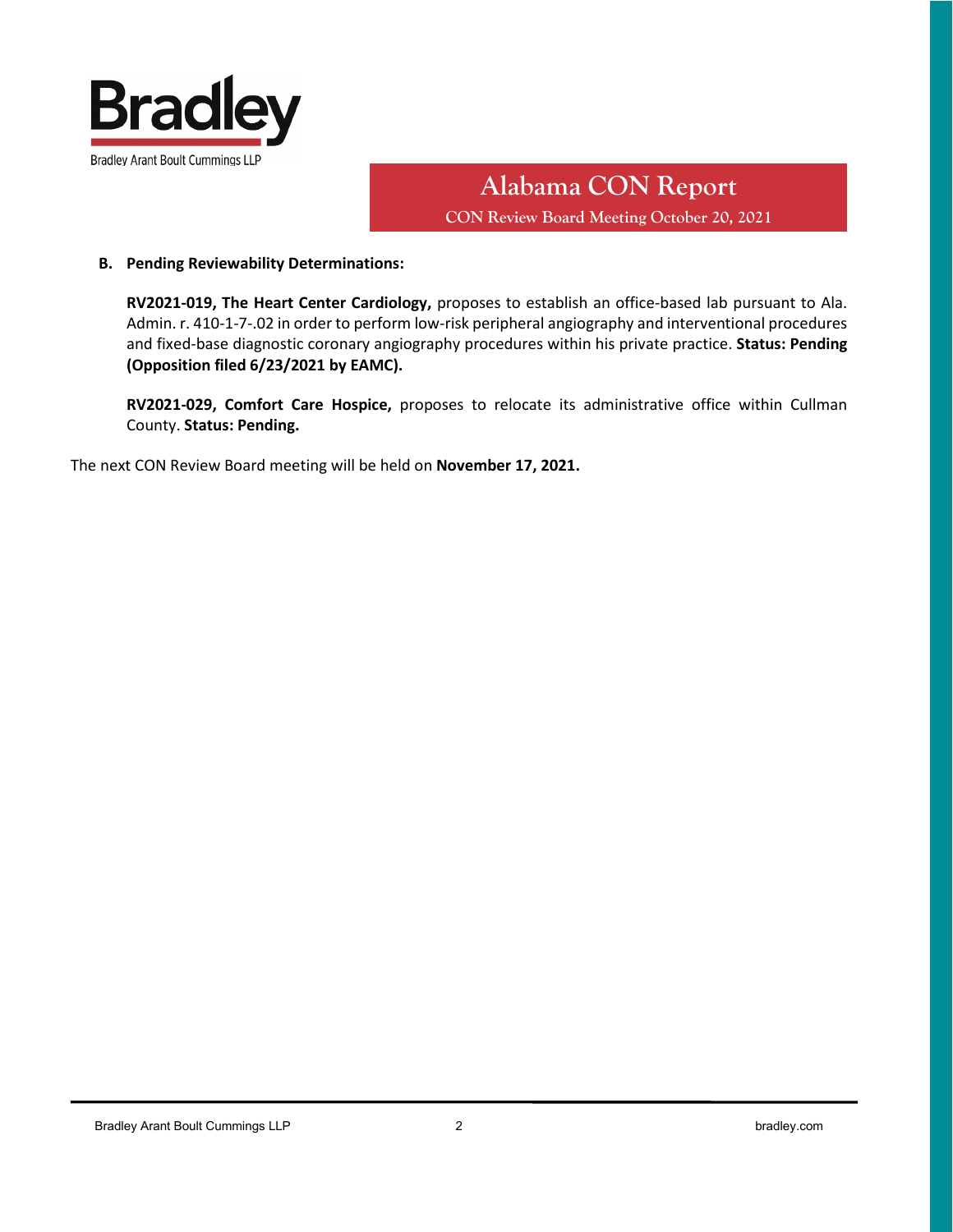**B. Pending Reviewability Determinations:**

**RV2021-019, The Heart Center Cardiology,** proposes to establish an office-based lab pursuant to Ala. Admin. r. 410-1-7-.02 in order to perform low-risk peripheral angiography and interventional procedures and fixed-base diagnostic coronary angiography procedures within his private practice. **Status: Pending (Opposition filed 6/23/2021 by EAMC).**

**RV2021-029, Comfort Care Hospice,** proposes to relocate its administrative office within Cullman County. **Status: Pending.**

The next CON Review Board meeting will be held on **November 17, 2021.**